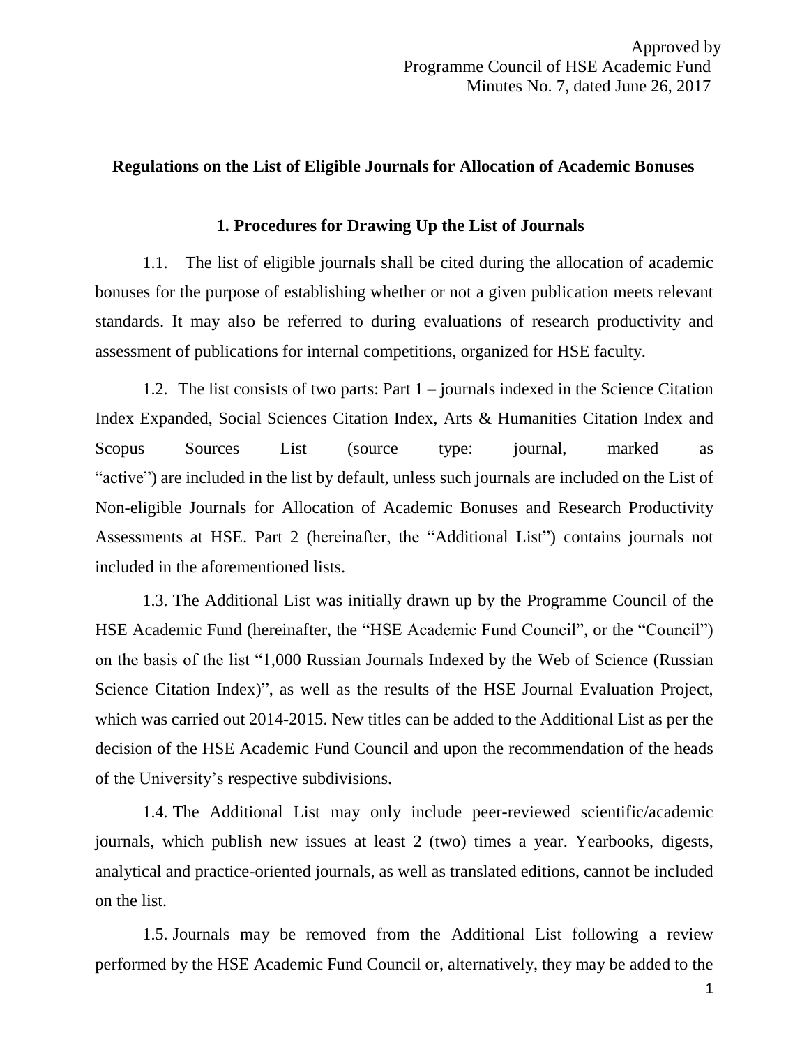Approved by
Programme Council of HSE Academic Fund
Minutes No. 7, dated June 26, 2017

## Regulations on the List of Eligible Journals for Allocation of Academic Bonuses

### 1. Procedures for Drawing Up the List of Journals

1.1. The list of eligible journals shall be cited during the allocation of academic bonuses for the purpose of establishing whether or not a given publication meets relevant standards. It may also be referred to during evaluations of research productivity and assessment of publications for internal competitions, organized for HSE faculty.

1.2. The list consists of two parts: Part 1 – journals indexed in the Science Citation Index Expanded, Social Sciences Citation Index, Arts & Humanities Citation Index and Scopus Sources List (source type: journal, marked as "active") are included in the list by default, unless such journals are included on the List of Non-eligible Journals for Allocation of Academic Bonuses and Research Productivity Assessments at HSE. Part 2 (hereinafter, the "Additional List") contains journals not included in the aforementioned lists.

1.3. The Additional List was initially drawn up by the Programme Council of the HSE Academic Fund (hereinafter, the "HSE Academic Fund Council", or the "Council") on the basis of the list "1,000 Russian Journals Indexed by the Web of Science (Russian Science Citation Index)", as well as the results of the HSE Journal Evaluation Project, which was carried out 2014-2015. New titles can be added to the Additional List as per the decision of the HSE Academic Fund Council and upon the recommendation of the heads of the University's respective subdivisions.

1.4. The Additional List may only include peer-reviewed scientific/academic journals, which publish new issues at least 2 (two) times a year. Yearbooks, digests, analytical and practice-oriented journals, as well as translated editions, cannot be included on the list.

1.5. Journals may be removed from the Additional List following a review performed by the HSE Academic Fund Council or, alternatively, they may be added to the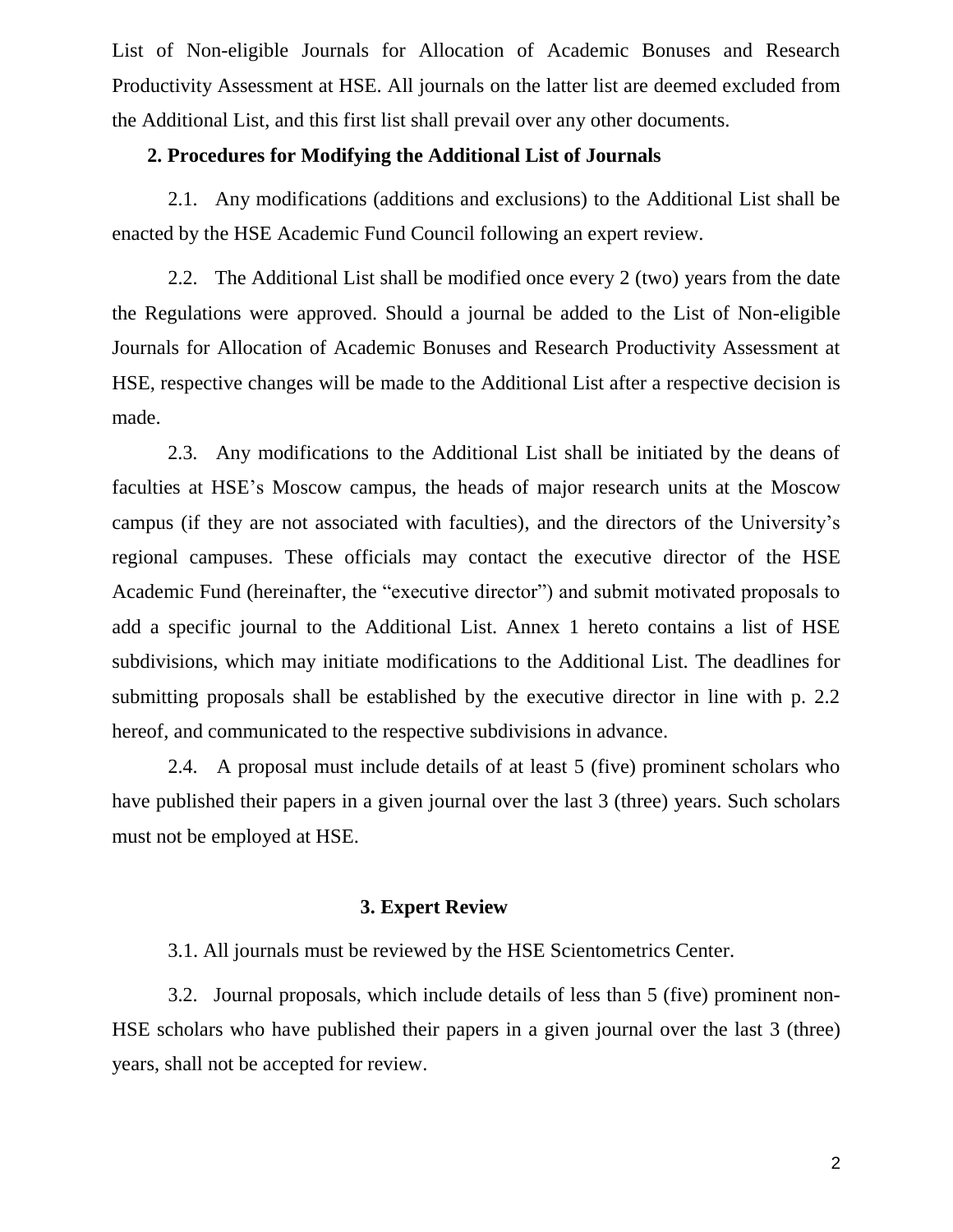List of Non-eligible Journals for Allocation of Academic Bonuses and Research Productivity Assessment at HSE. All journals on the latter list are deemed excluded from the Additional List, and this first list shall prevail over any other documents.

## 2. Procedures for Modifying the Additional List of Journals

2.1. Any modifications (additions and exclusions) to the Additional List shall be enacted by the HSE Academic Fund Council following an expert review.

2.2. The Additional List shall be modified once every 2 (two) years from the date the Regulations were approved. Should a journal be added to the List of Non-eligible Journals for Allocation of Academic Bonuses and Research Productivity Assessment at HSE, respective changes will be made to the Additional List after a respective decision is made.

2.3. Any modifications to the Additional List shall be initiated by the deans of faculties at HSE's Moscow campus, the heads of major research units at the Moscow campus (if they are not associated with faculties), and the directors of the University's regional campuses. These officials may contact the executive director of the HSE Academic Fund (hereinafter, the "executive director") and submit motivated proposals to add a specific journal to the Additional List. Annex 1 hereto contains a list of HSE subdivisions, which may initiate modifications to the Additional List. The deadlines for submitting proposals shall be established by the executive director in line with p. 2.2 hereof, and communicated to the respective subdivisions in advance.

2.4. A proposal must include details of at least 5 (five) prominent scholars who have published their papers in a given journal over the last 3 (three) years. Such scholars must not be employed at HSE.

## 3. Expert Review

3.1. All journals must be reviewed by the HSE Scientometrics Center.

3.2. Journal proposals, which include details of less than 5 (five) prominent non-HSE scholars who have published their papers in a given journal over the last 3 (three) years, shall not be accepted for review.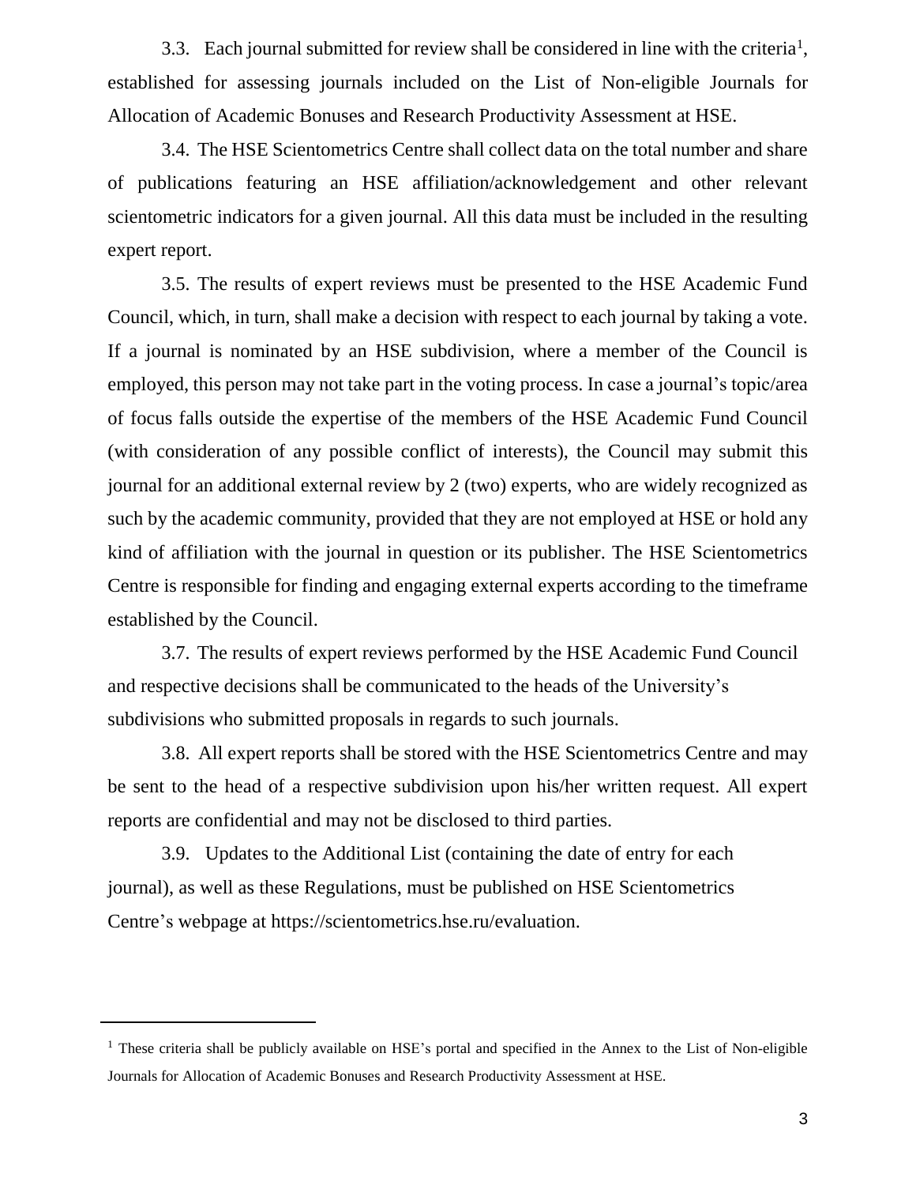3.3. Each journal submitted for review shall be considered in line with the criteria[1], established for assessing journals included on the List of Non-eligible Journals for Allocation of Academic Bonuses and Research Productivity Assessment at HSE.

3.4. The HSE Scientometrics Centre shall collect data on the total number and share of publications featuring an HSE affiliation/acknowledgement and other relevant scientometric indicators for a given journal. All this data must be included in the resulting expert report.

3.5. The results of expert reviews must be presented to the HSE Academic Fund Council, which, in turn, shall make a decision with respect to each journal by taking a vote. If a journal is nominated by an HSE subdivision, where a member of the Council is employed, this person may not take part in the voting process. In case a journal's topic/area of focus falls outside the expertise of the members of the HSE Academic Fund Council (with consideration of any possible conflict of interests), the Council may submit this journal for an additional external review by 2 (two) experts, who are widely recognized as such by the academic community, provided that they are not employed at HSE or hold any kind of affiliation with the journal in question or its publisher. The HSE Scientometrics Centre is responsible for finding and engaging external experts according to the timeframe established by the Council.

3.7. The results of expert reviews performed by the HSE Academic Fund Council and respective decisions shall be communicated to the heads of the University's subdivisions who submitted proposals in regards to such journals.

3.8. All expert reports shall be stored with the HSE Scientometrics Centre and may be sent to the head of a respective subdivision upon his/her written request. All expert reports are confidential and may not be disclosed to third parties.

3.9. Updates to the Additional List (containing the date of entry for each journal), as well as these Regulations, must be published on HSE Scientometrics Centre's webpage at https://scientometrics.hse.ru/evaluation.

---

[1] These criteria shall be publicly available on HSE's portal and specified in the Annex to the List of Non-eligible Journals for Allocation of Academic Bonuses and Research Productivity Assessment at HSE.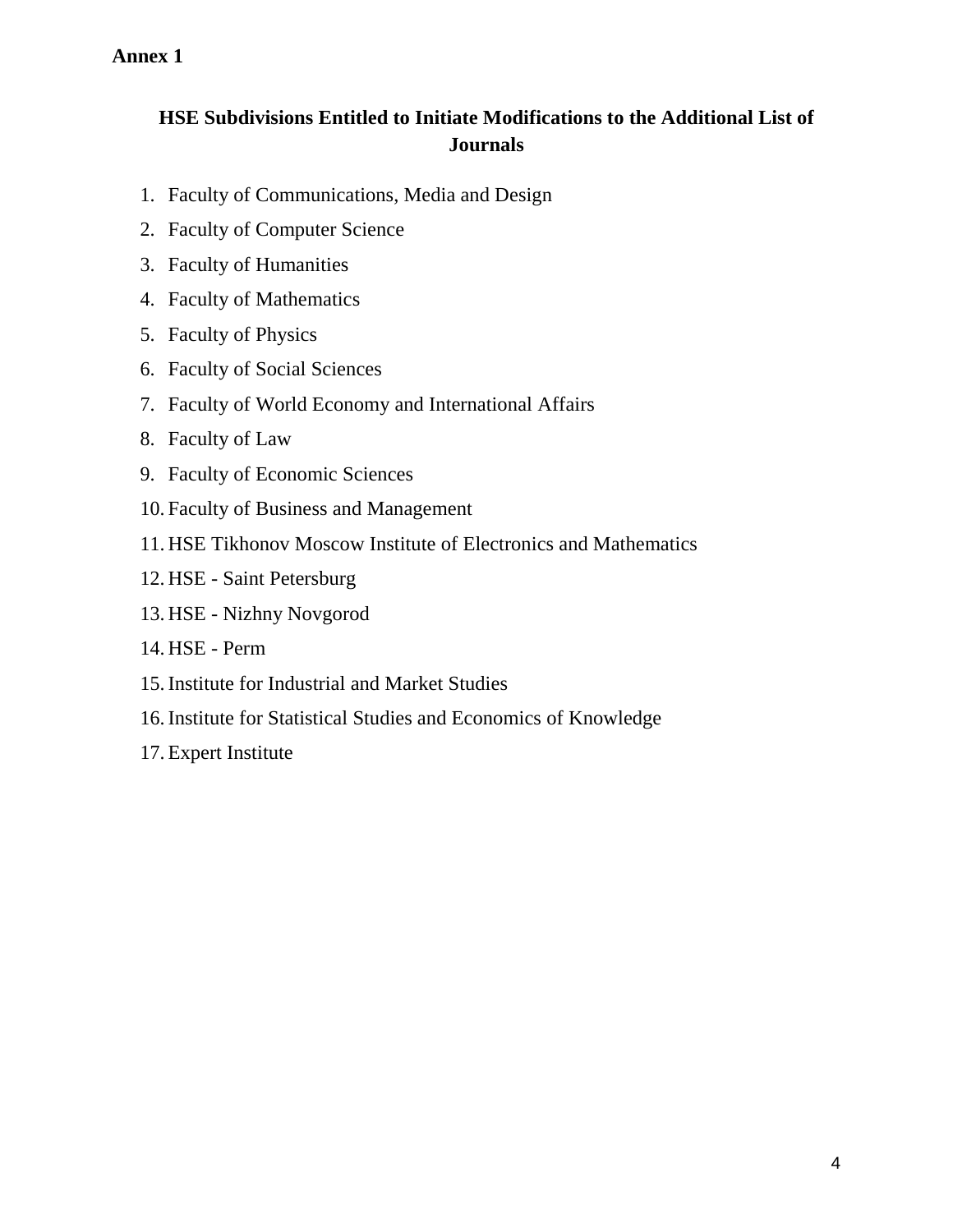**Annex 1**

## HSE Subdivisions Entitled to Initiate Modifications to the Additional List of Journals

1. Faculty of Communications, Media and Design
2. Faculty of Computer Science
3. Faculty of Humanities
4. Faculty of Mathematics
5. Faculty of Physics
6. Faculty of Social Sciences
7. Faculty of World Economy and International Affairs
8. Faculty of Law
9. Faculty of Economic Sciences
10. Faculty of Business and Management
11. HSE Tikhonov Moscow Institute of Electronics and Mathematics
12. HSE - Saint Petersburg
13. HSE - Nizhny Novgorod
14. HSE - Perm
15. Institute for Industrial and Market Studies
16. Institute for Statistical Studies and Economics of Knowledge
17. Expert Institute